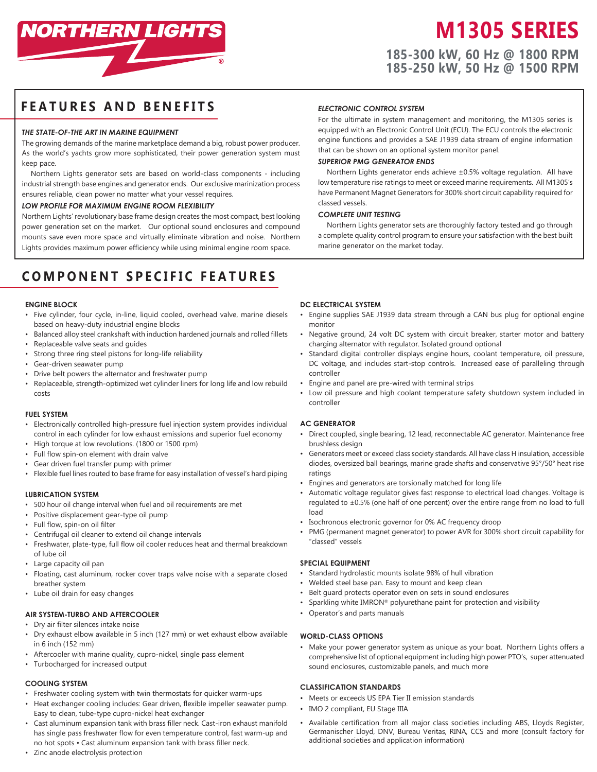NORTHERN LIGHTS®

# M1305 SERIES

**185-300 kW, 60 Hz @ 1800 RPM**
**185-250 kW, 50 Hz @ 1500 RPM**

## FEATURES AND BENEFITS

### *THE STATE-OF-THE ART IN MARINE EQUIPMENT*

The growing demands of the marine marketplace demand a big, robust power producer. As the world's yachts grow more sophisticated, their power generation system must keep pace.

Northern Lights generator sets are based on world-class components - including industrial strength base engines and generator ends. Our exclusive marinization process ensures reliable, clean power no matter what your vessel requires.

### *LOW PROFILE FOR MAXIMUM ENGINE ROOM FLEXIBILITY*

Northern Lights' revolutionary base frame design creates the most compact, best looking power generation set on the market. Our optional sound enclosures and compound mounts save even more space and virtually eliminate vibration and noise. Northern Lights provides maximum power efficiency while using minimal engine room space.

### *ELECTRONIC CONTROL SYSTEM*

For the ultimate in system management and monitoring, the M1305 series is equipped with an Electronic Control Unit (ECU). The ECU controls the electronic engine functions and provides a SAE J1939 data stream of engine information that can be shown on an optional system monitor panel.

### *SUPERIOR PMG GENERATOR ENDS*

Northern Lights generator ends achieve ±0.5% voltage regulation. All have low temperature rise ratings to meet or exceed marine requirements. All M1305's have Permanent Magnet Generators for 300% short circuit capability required for classed vessels.

### *COMPLETE UNIT TESTING*

Northern Lights generator sets are thoroughly factory tested and go through a complete quality control program to ensure your satisfaction with the best built marine generator on the market today.

## COMPONENT SPECIFIC FEATURES

### ENGINE BLOCK

- Five cylinder, four cycle, in-line, liquid cooled, overhead valve, marine diesels based on heavy-duty industrial engine blocks
- Balanced alloy steel crankshaft with induction hardened journals and rolled fillets
- Replaceable valve seats and guides
- Strong three ring steel pistons for long-life reliability
- Gear-driven seawater pump
- Drive belt powers the alternator and freshwater pump
- Replaceable, strength-optimized wet cylinder liners for long life and low rebuild costs

### FUEL SYSTEM

- Electronically controlled high-pressure fuel injection system provides individual control in each cylinder for low exhaust emissions and superior fuel economy
- High torque at low revolutions. (1800 or 1500 rpm)
- Full flow spin-on element with drain valve
- Gear driven fuel transfer pump with primer
- Flexible fuel lines routed to base frame for easy installation of vessel's hard piping

### LUBRICATION SYSTEM

- 500 hour oil change interval when fuel and oil requirements are met
- Positive displacement gear-type oil pump
- Full flow, spin-on oil filter
- Centrifugal oil cleaner to extend oil change intervals
- Freshwater, plate-type, full flow oil cooler reduces heat and thermal breakdown of lube oil
- Large capacity oil pan
- Floating, cast aluminum, rocker cover traps valve noise with a separate closed breather system
- Lube oil drain for easy changes

### AIR SYSTEM-TURBO AND AFTERCOOLER

- Dry air filter silences intake noise
- Dry exhaust elbow available in 5 inch (127 mm) or wet exhaust elbow available in 6 inch (152 mm)
- Aftercooler with marine quality, cupro-nickel, single pass element
- Turbocharged for increased output

### COOLING SYSTEM

- Freshwater cooling system with twin thermostats for quicker warm-ups
- Heat exchanger cooling includes: Gear driven, flexible impeller seawater pump. Easy to clean, tube-type cupro-nickel heat exchanger
- Cast aluminum expansion tank with brass filler neck. Cast-iron exhaust manifold has single pass freshwater flow for even temperature control, fast warm-up and no hot spots • Cast aluminum expansion tank with brass filler neck.
- Zinc anode electrolysis protection

### DC ELECTRICAL SYSTEM

- Engine supplies SAE J1939 data stream through a CAN bus plug for optional engine monitor
- Negative ground, 24 volt DC system with circuit breaker, starter motor and battery charging alternator with regulator. Isolated ground optional
- Standard digital controller displays engine hours, coolant temperature, oil pressure, DC voltage, and includes start-stop controls. Increased ease of paralleling through controller
- Engine and panel are pre-wired with terminal strips
- Low oil pressure and high coolant temperature safety shutdown system included in controller

### AC GENERATOR

- Direct coupled, single bearing, 12 lead, reconnectable AC generator. Maintenance free brushless design
- Generators meet or exceed class society standards. All have class H insulation, accessible diodes, oversized ball bearings, marine grade shafts and conservative 95°/50° heat rise ratings
- Engines and generators are torsionally matched for long life
- Automatic voltage regulator gives fast response to electrical load changes. Voltage is regulated to ±0.5% (one half of one percent) over the entire range from no load to full load
- Isochronous electronic governor for 0% AC frequency droop
- PMG (permanent magnet generator) to power AVR for 300% short circuit capability for "classed" vessels

### SPECIAL EQUIPMENT

- Standard hydrolastic mounts isolate 98% of hull vibration
- Welded steel base pan. Easy to mount and keep clean
- Belt guard protects operator even on sets in sound enclosures
- Sparkling white IMRON® polyurethane paint for protection and visibility
- Operator's and parts manuals

### WORLD-CLASS OPTIONS

- Make your power generator system as unique as your boat. Northern Lights offers a comprehensive list of optional equipment including high power PTO's, super attenuated sound enclosures, customizable panels, and much more

### CLASSIFICATION STANDARDS

- Meets or exceeds US EPA Tier II emission standards
- IMO 2 compliant, EU Stage IIIA
- Available certification from all major class societies including ABS, Lloyds Register, Germanischer Lloyd, DNV, Bureau Veritas, RINA, CCS and more (consult factory for additional societies and application information)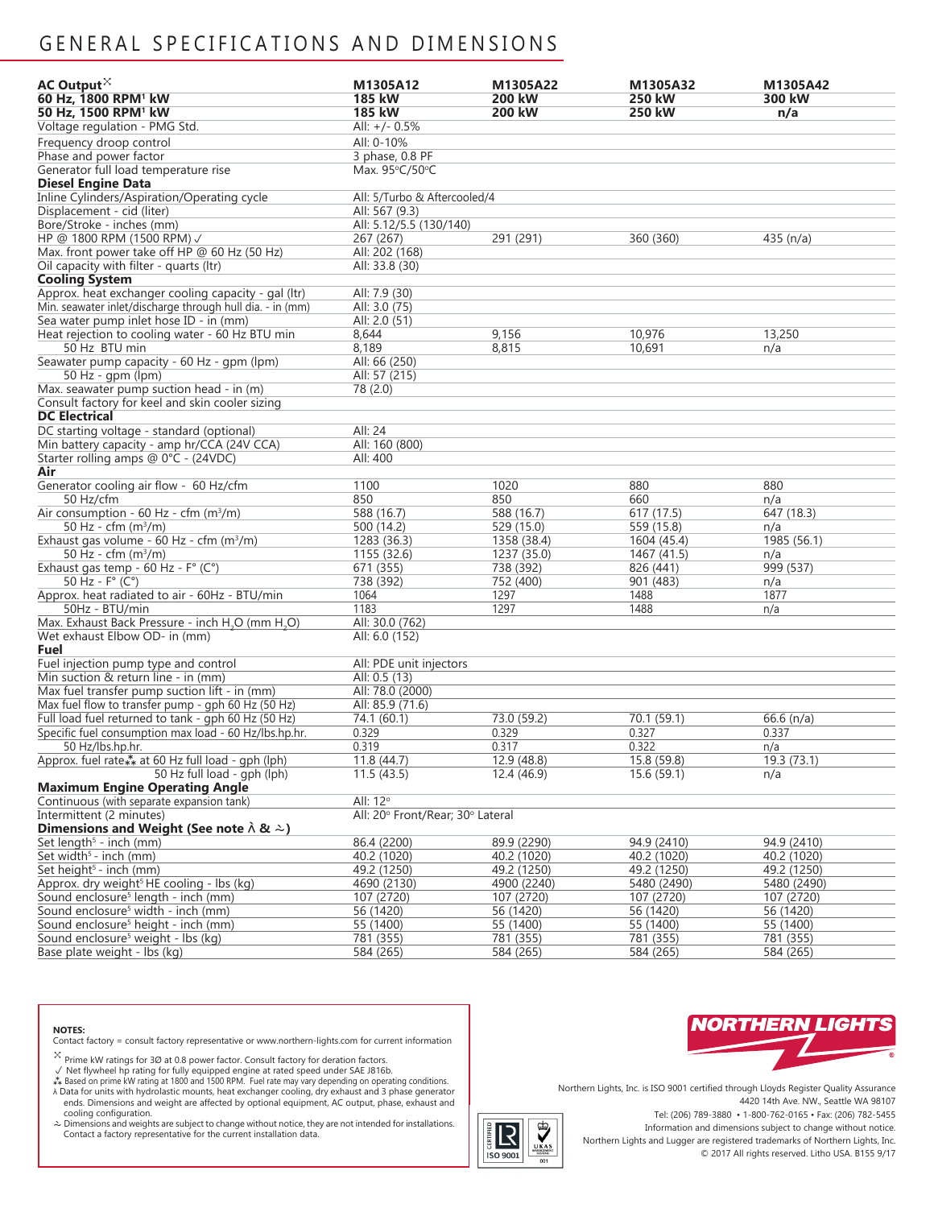# GENERAL SPECIFICATIONS AND DIMENSIONS

| AC Output⌘ | M1305A12 | M1305A22 | M1305A32 | M1305A42 |
|---|---|---|---|---|
| **60 Hz, 1800 RPM[1] kW** | **185 kW** | **200 kW** | **250 kW** | **300 kW** |
| **50 Hz, 1500 RPM[1] kW** | **185 kW** | **200 kW** | **250 kW** | **n/a** |
| Voltage regulation - PMG Std. | All: +/- 0.5% | | | |
| Frequency droop control | All: 0-10% | | | |
| Phase and power factor | 3 phase, 0.8 PF | | | |
| Generator full load temperature rise | Max. 95ºC/50ºC | | | |
| **Diesel Engine Data** | | | | |
| Inline Cylinders/Aspiration/Operating cycle | All: 5/Turbo & Aftercooled/4 | | | |
| Displacement - cid (liter) | All: 567 (9.3) | | | |
| Bore/Stroke - inches (mm) | All: 5.12/5.5 (130/140) | | | |
| HP @ 1800 RPM (1500 RPM) ✓ | 267 (267) | 291 (291) | 360 (360) | 435 (n/a) |
| Max. front power take off HP @ 60 Hz (50 Hz) | All: 202 (168) | | | |
| Oil capacity with filter - quarts (ltr) | All: 33.8 (30) | | | |
| **Cooling System** | | | | |
| Approx. heat exchanger cooling capacity - gal (ltr) | All: 7.9 (30) | | | |
| Min. seawater inlet/discharge through hull dia. - in (mm) | All: 3.0 (75) | | | |
| Sea water pump inlet hose ID - in (mm) | All: 2.0 (51) | | | |
| Heat rejection to cooling water - 60 Hz BTU min | 8,644 | 9,156 | 10,976 | 13,250 |
| 50 Hz BTU min | 8,189 | 8,815 | 10,691 | n/a |
| Seawater pump capacity - 60 Hz - gpm (lpm) | All: 66 (250) | | | |
| 50 Hz - gpm (lpm) | All: 57 (215) | | | |
| Max. seawater pump suction head - in (m) | 78 (2.0) | | | |
| Consult factory for keel and skin cooler sizing | | | | |
| **DC Electrical** | | | | |
| DC starting voltage - standard (optional) | All: 24 | | | |
| Min battery capacity - amp hr/CCA (24V CCA) | All: 160 (800) | | | |
| Starter rolling amps @ 0°C - (24VDC) | All: 400 | | | |
| **Air** | | | | |
| Generator cooling air flow - 60 Hz/cfm | 1100 | 1020 | 880 | 880 |
| 50 Hz/cfm | 850 | 850 | 660 | n/a |
| Air consumption - 60 Hz - cfm ($m^3$/m) | 588 (16.7) | 588 (16.7) | 617 (17.5) | 647 (18.3) |
| 50 Hz - cfm ($m^3$/m) | 500 (14.2) | 529 (15.0) | 559 (15.8) | n/a |
| Exhaust gas volume - 60 Hz - cfm ($m^3$/m) | 1283 (36.3) | 1358 (38.4) | 1604 (45.4) | 1985 (56.1) |
| 50 Hz - cfm ($m^3$/m) | 1155 (32.6) | 1237 (35.0) | 1467 (41.5) | n/a |
| Exhaust gas temp - 60 Hz - F° (C°) | 671 (355) | 738 (392) | 826 (441) | 999 (537) |
| 50 Hz - F° (C°) | 738 (392) | 752 (400) | 901 (483) | n/a |
| Approx. heat radiated to air - 60Hz - BTU/min | 1064 | 1297 | 1488 | 1877 |
| 50Hz - BTU/min | 1183 | 1297 | 1488 | n/a |
| Max. Exhaust Back Pressure - inch $H_2O$ (mm $H_2O$) | All: 30.0 (762) | | | |
| Wet exhaust Elbow OD- in (mm) | All: 6.0 (152) | | | |
| **Fuel** | | | | |
| Fuel injection pump type and control | All: PDE unit injectors | | | |
| Min suction & return line - in (mm) | All: 0.5 (13) | | | |
| Max fuel transfer pump suction lift - in (mm) | All: 78.0 (2000) | | | |
| Max fuel flow to transfer pump - gph 60 Hz (50 Hz) | All: 85.9 (71.6) | | | |
| Full load fuel returned to tank - gph 60 Hz (50 Hz) | 74.1 (60.1) | 73.0 (59.2) | 70.1 (59.1) | 66.6 (n/a) |
| Specific fuel consumption max load - 60 Hz/lbs.hp.hr. | 0.329 | 0.329 | 0.327 | 0.337 |
| 50 Hz/lbs.hp.hr. | 0.319 | 0.317 | 0.322 | n/a |
| Approx. fuel rate⁂ at 60 Hz full load - gph (lph) | 11.8 (44.7) | 12.9 (48.8) | 15.8 (59.8) | 19.3 (73.1) |
| 50 Hz full load - gph (lph) | 11.5 (43.5) | 12.4 (46.9) | 15.6 (59.1) | n/a |
| **Maximum Engine Operating Angle** | | | | |
| Continuous (with separate expansion tank) | All: 12º | | | |
| Intermittent (2 minutes) | All: 20º Front/Rear; 30º Lateral | | | |
| **Dimensions and Weight (See note λ & ≈)** | | | | |
| Set length[5] - inch (mm) | 86.4 (2200) | 89.9 (2290) | 94.9 (2410) | 94.9 (2410) |
| Set width[5] - inch (mm) | 40.2 (1020) | 40.2 (1020) | 40.2 (1020) | 40.2 (1020) |
| Set height[5] - inch (mm) | 49.2 (1250) | 49.2 (1250) | 49.2 (1250) | 49.2 (1250) |
| Approx. dry weight[5] HE cooling - lbs (kg) | 4690 (2130) | 4900 (2240) | 5480 (2490) | 5480 (2490) |
| Sound enclosure[5] length - inch (mm) | 107 (2720) | 107 (2720) | 107 (2720) | 107 (2720) |
| Sound enclosure[5] width - inch (mm) | 56 (1420) | 56 (1420) | 56 (1420) | 56 (1420) |
| Sound enclosure[5] height - inch (mm) | 55 (1400) | 55 (1400) | 55 (1400) | 55 (1400) |
| Sound enclosure[5] weight - lbs (kg) | 781 (355) | 781 (355) | 781 (355) | 781 (355) |
| Base plate weight - lbs (kg) | 584 (265) | 584 (265) | 584 (265) | 584 (265) |

**NOTES:**

Contact factory = consult factory representative or www.northern-lights.com for current information

⌘ Prime kW ratings for 3Ø at 0.8 power factor. Consult factory for deration factors.

✓ Net flywheel hp rating for fully equipped engine at rated speed under SAE J816b.

⁂ Based on prime kW rating at 1800 and 1500 RPM. Fuel rate may vary depending on operating conditions.

λ Data for units with hydrolastic mounts, heat exchanger cooling, dry exhaust and 3 phase generator ends. Dimensions and weight are affected by optional equipment, AC output, phase, exhaust and cooling configuration.

≈ Dimensions and weights are subject to change without notice, they are not intended for installations. Contact a factory representative for the current installation data.

NORTHERN LIGHTS

Northern Lights, Inc. is ISO 9001 certified through Lloyds Register Quality Assurance
4420 14th Ave. NW., Seattle WA 98107
Tel: (206) 789-3880 • 1-800-762-0165 • Fax: (206) 782-5455
Information and dimensions subject to change without notice.
Northern Lights and Lugger are registered trademarks of Northern Lights, Inc.
© 2017 All rights reserved. Litho USA. B155 9/17